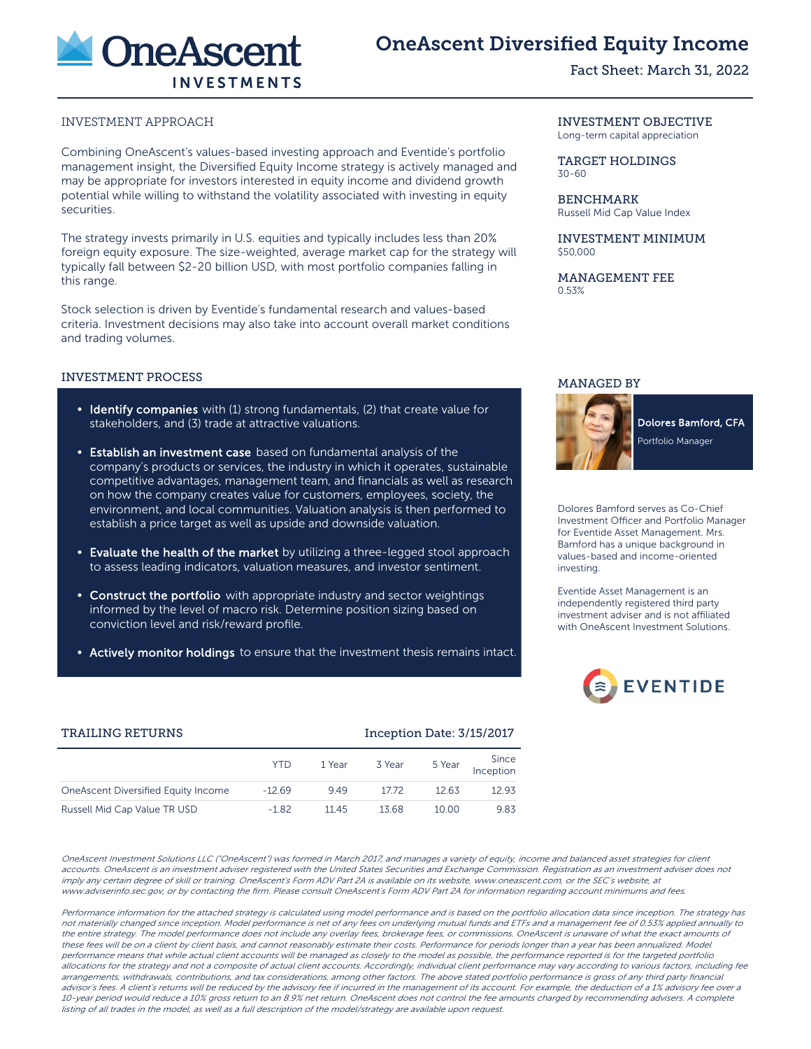# OneAscent Diversified Equity Income

Fact Sheet: March 31, 2022

## INVESTMENT APPROACH

Combining OneAscent's values-based investing approach and Eventide's portfolio management insight, the Diversified Equity Income strategy is actively managed and may be appropriate for investors interested in equity income and dividend growth potential while willing to withstand the volatility associated with investing in equity securities.

The strategy invests primarily in U.S. equities and typically includes less than 20% foreign equity exposure. The size-weighted, average market cap for the strategy will typically fall between $2-20 billion USD, with most portfolio companies falling in this range.

Stock selection is driven by Eventide's fundamental research and values-based criteria. Investment decisions may also take into account overall market conditions and trading volumes.

## INVESTMENT OBJECTIVE
Long-term capital appreciation

## TARGET HOLDINGS
30-60

## BENCHMARK
Russell Mid Cap Value Index

## INVESTMENT MINIMUM
$50,000

## MANAGEMENT FEE
0.53%

## INVESTMENT PROCESS

- **Identify companies** with (1) strong fundamentals, (2) that create value for stakeholders, and (3) trade at attractive valuations.
- **Establish an investment case** based on fundamental analysis of the company's products or services, the industry in which it operates, sustainable competitive advantages, management team, and financials as well as research on how the company creates value for customers, employees, society, the environment, and local communities. Valuation analysis is then performed to establish a price target as well as upside and downside valuation.
- **Evaluate the health of the market** by utilizing a three-legged stool approach to assess leading indicators, valuation measures, and investor sentiment.
- **Construct the portfolio** with appropriate industry and sector weightings informed by the level of macro risk. Determine position sizing based on conviction level and risk/reward profile.
- **Actively monitor holdings** to ensure that the investment thesis remains intact.

## MANAGED BY

**Dolores Bamford, CFA**
Portfolio Manager

Dolores Bamford serves as Co-Chief Investment Officer and Portfolio Manager for Eventide Asset Management. Mrs. Bamford has a unique background in values-based and income-oriented investing.

Eventide Asset Management is an independently registered third party investment adviser and is not affiliated with OneAscent Investment Solutions.

## TRAILING RETURNS

Inception Date: 3/15/2017

| | YTD | 1 Year | 3 Year | 5 Year | Since Inception |
|---|---|---|---|---|---|
| OneAscent Diversified Equity Income | -12.69 | 9.49 | 17.72 | 12.63 | 12.93 |
| Russell Mid Cap Value TR USD | -1.82 | 11.45 | 13.68 | 10.00 | 9.83 |

*OneAscent Investment Solutions LLC ("OneAscent") was formed in March 2017, and manages a variety of equity, income and balanced asset strategies for client accounts. OneAscent is an investment adviser registered with the United States Securities and Exchange Commission. Registration as an investment adviser does not imply any certain degree of skill or training. OneAscent's Form ADV Part 2A is available on its website, www.oneascent.com, or the SEC's website, at www.adviserinfo.sec.gov, or by contacting the firm. Please consult OneAscent's Form ADV Part 2A for information regarding account minimums and fees.*

*Performance information for the attached strategy is calculated using model performance and is based on the portfolio allocation data since inception. The strategy has not materially changed since inception. Model performance is net of any fees on underlying mutual funds and ETFs and a management fee of 0.53% applied annually to the entire strategy. The model performance does not include any overlay fees, brokerage fees, or commissions. OneAscent is unaware of what the exact amounts of these fees will be on a client by client basis, and cannot reasonably estimate their costs. Performance for periods longer than a year has been annualized. Model performance means that while actual client accounts will be managed as closely to the model as possible, the performance reported is for the targeted portfolio allocations for the strategy and not a composite of actual client accounts. Accordingly, individual client performance may vary according to various factors, including fee arrangements, withdrawals, contributions, and tax considerations, among other factors. The above stated portfolio performance is gross of any third party financial advisor's fees. A client's returns will be reduced by the advisory fee if incurred in the management of its account. For example, the deduction of a 1% advisory fee over a 10-year period would reduce a 10% gross return to an 8.9% net return. OneAscent does not control the fee amounts charged by recommending advisers. A complete listing of all trades in the model, as well as a full description of the model/strategy are available upon request.*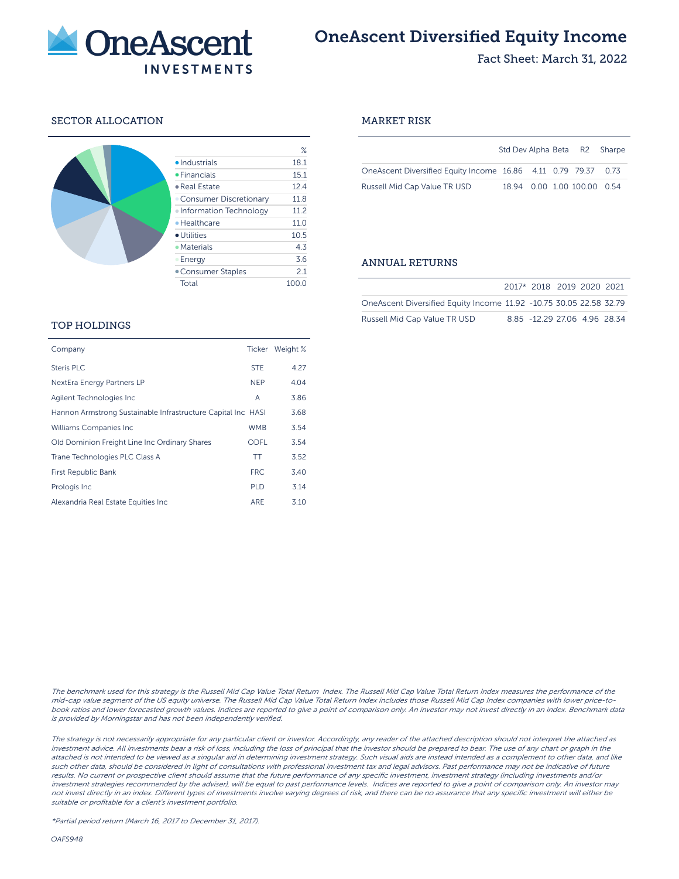# OneAscent Diversified Equity Income

Fact Sheet: March 31, 2022

## SECTOR ALLOCATION

| | % |
|---|---|
| Industrials | 18.1 |
| Financials | 15.1 |
| Real Estate | 12.4 |
| Consumer Discretionary | 11.8 |
| Information Technology | 11.2 |
| Healthcare | 11.0 |
| Utilities | 10.5 |
| Materials | 4.3 |
| Energy | 3.6 |
| Consumer Staples | 2.1 |
| Total | 100.0 |

## TOP HOLDINGS

| Company | Ticker | Weight % |
|---|---|---|
| Steris PLC | STE | 4.27 |
| NextEra Energy Partners LP | NEP | 4.04 |
| Agilent Technologies Inc | A | 3.86 |
| Hannon Armstrong Sustainable Infrastructure Capital Inc | HASI | 3.68 |
| Williams Companies Inc | WMB | 3.54 |
| Old Dominion Freight Line Inc Ordinary Shares | ODFL | 3.54 |
| Trane Technologies PLC Class A | TT | 3.52 |
| First Republic Bank | FRC | 3.40 |
| Prologis Inc | PLD | 3.14 |
| Alexandria Real Estate Equities Inc | ARE | 3.10 |

## MARKET RISK

| | Std Dev | Alpha | Beta | R2 | Sharpe |
|---|---|---|---|---|---|
| OneAscent Diversified Equity Income | 16.86 | 4.11 | 0.79 | 79.37 | 0.73 |
| Russell Mid Cap Value TR USD | 18.94 | 0.00 | 1.00 | 100.00 | 0.54 |

## ANNUAL RETURNS

| | 2017* | 2018 | 2019 | 2020 | 2021 |
|---|---|---|---|---|---|
| OneAscent Diversified Equity Income | 11.92 | -10.75 | 30.05 | 22.58 | 32.79 |
| Russell Mid Cap Value TR USD | 8.85 | -12.29 | 27.06 | 4.96 | 28.34 |

*The benchmark used for this strategy is the Russell Mid Cap Value Total Return Index. The Russell Mid Cap Value Total Return Index measures the performance of the mid-cap value segment of the US equity universe. The Russell Mid Cap Value Total Return Index includes those Russell Mid Cap Index companies with lower price-to-book ratios and lower forecasted growth values. Indices are reported to give a point of comparison only. An investor may not invest directly in an index. Benchmark data is provided by Morningstar and has not been independently verified.*

*The strategy is not necessarily appropriate for any particular client or investor. Accordingly, any reader of the attached description should not interpret the attached as investment advice. All investments bear a risk of loss, including the loss of principal that the investor should be prepared to bear. The use of any chart or graph in the attached is not intended to be viewed as a singular aid in determining investment strategy. Such visual aids are instead intended as a complement to other data, and like such other data, should be considered in light of consultations with professional investment tax and legal advisors. Past performance may not be indicative of future results. No current or prospective client should assume that the future performance of any specific investment, investment strategy (including investments and/or investment strategies recommended by the adviser), will be equal to past performance levels. Indices are reported to give a point of comparison only. An investor may not invest directly in an index. Different types of investments involve varying degrees of risk, and there can be no assurance that any specific investment will either be suitable or profitable for a client's investment portfolio.*

*Partial period return (March 16, 2017 to December 31, 2017).*

*OAFS948*